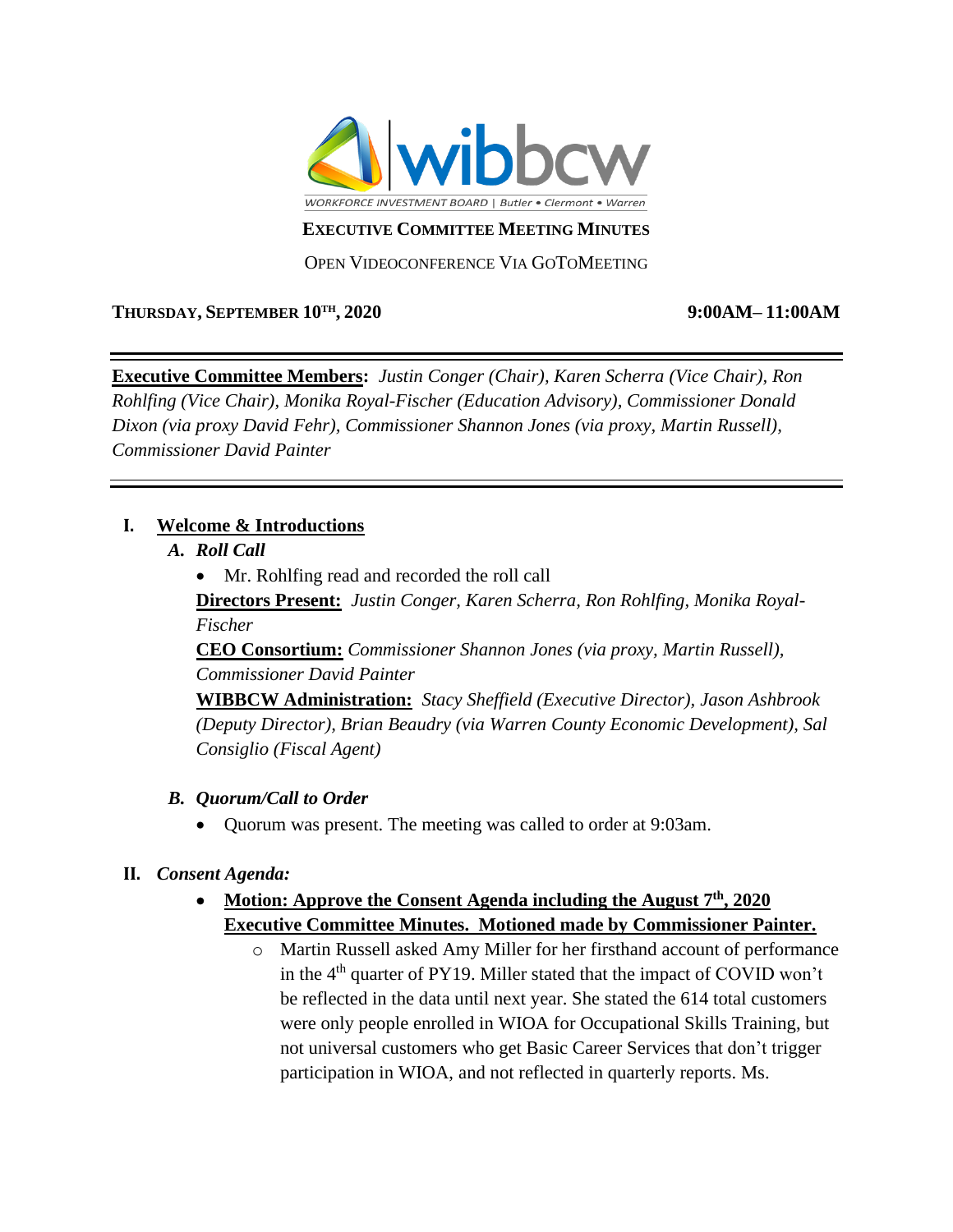wibbcw

WORKFORCE INVESTMENT BOARD | Butler • Clermont • Warren

# EXECUTIVE COMMITTEE MEETING MINUTES

OPEN VIDEOCONFERENCE VIA GOTOMEETING

**THURSDAY, SEPTEMBER 10TH, 2020** **9:00AM– 11:00AM**

---

**Executive Committee Members:** *Justin Conger (Chair), Karen Scherra (Vice Chair), Ron Rohlfing (Vice Chair), Monika Royal-Fischer (Education Advisory), Commissioner Donald Dixon (via proxy David Fehr), Commissioner Shannon Jones (via proxy, Martin Russell), Commissioner David Painter*

---

## I. Welcome & Introductions

### A. Roll Call

- Mr. Rohlfing read and recorded the roll call

**Directors Present:** *Justin Conger, Karen Scherra, Ron Rohlfing, Monika Royal-Fischer*

**CEO Consortium:** *Commissioner Shannon Jones (via proxy, Martin Russell), Commissioner David Painter*

**WIBBCW Administration:** *Stacy Sheffield (Executive Director), Jason Ashbrook (Deputy Director), Brian Beaudry (via Warren County Economic Development), Sal Consiglio (Fiscal Agent)*

### B. Quorum/Call to Order

- Quorum was present. The meeting was called to order at 9:03am.

## II. Consent Agenda:

- **Motion: Approve the Consent Agenda including the August 7th, 2020 Executive Committee Minutes. Motioned made by Commissioner Painter.**
  - Martin Russell asked Amy Miller for her firsthand account of performance in the 4th quarter of PY19. Miller stated that the impact of COVID won't be reflected in the data until next year. She stated the 614 total customers were only people enrolled in WIOA for Occupational Skills Training, but not universal customers who get Basic Career Services that don't trigger participation in WIOA, and not reflected in quarterly reports. Ms.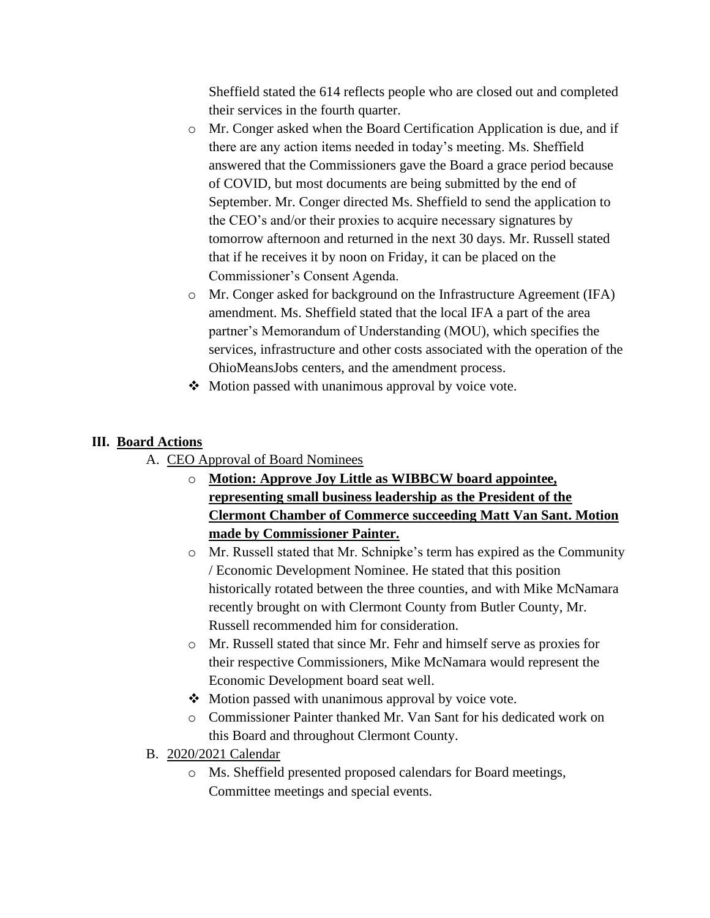Sheffield stated the 614 reflects people who are closed out and completed their services in the fourth quarter.

- Mr. Conger asked when the Board Certification Application is due, and if there are any action items needed in today's meeting. Ms. Sheffield answered that the Commissioners gave the Board a grace period because of COVID, but most documents are being submitted by the end of September. Mr. Conger directed Ms. Sheffield to send the application to the CEO's and/or their proxies to acquire necessary signatures by tomorrow afternoon and returned in the next 30 days. Mr. Russell stated that if he receives it by noon on Friday, it can be placed on the Commissioner's Consent Agenda.
- Mr. Conger asked for background on the Infrastructure Agreement (IFA) amendment. Ms. Sheffield stated that the local IFA a part of the area partner's Memorandum of Understanding (MOU), which specifies the services, infrastructure and other costs associated with the operation of the OhioMeansJobs centers, and the amendment process.
- ❖ Motion passed with unanimous approval by voice vote.

## III. Board Actions

A. CEO Approval of Board Nominees

- **Motion: Approve Joy Little as WIBBCW board appointee, representing small business leadership as the President of the Clermont Chamber of Commerce succeeding Matt Van Sant. Motion made by Commissioner Painter.**
- Mr. Russell stated that Mr. Schnipke's term has expired as the Community / Economic Development Nominee. He stated that this position historically rotated between the three counties, and with Mike McNamara recently brought on with Clermont County from Butler County, Mr. Russell recommended him for consideration.
- Mr. Russell stated that since Mr. Fehr and himself serve as proxies for their respective Commissioners, Mike McNamara would represent the Economic Development board seat well.
- ❖ Motion passed with unanimous approval by voice vote.
- Commissioner Painter thanked Mr. Van Sant for his dedicated work on this Board and throughout Clermont County.

B. 2020/2021 Calendar

- Ms. Sheffield presented proposed calendars for Board meetings, Committee meetings and special events.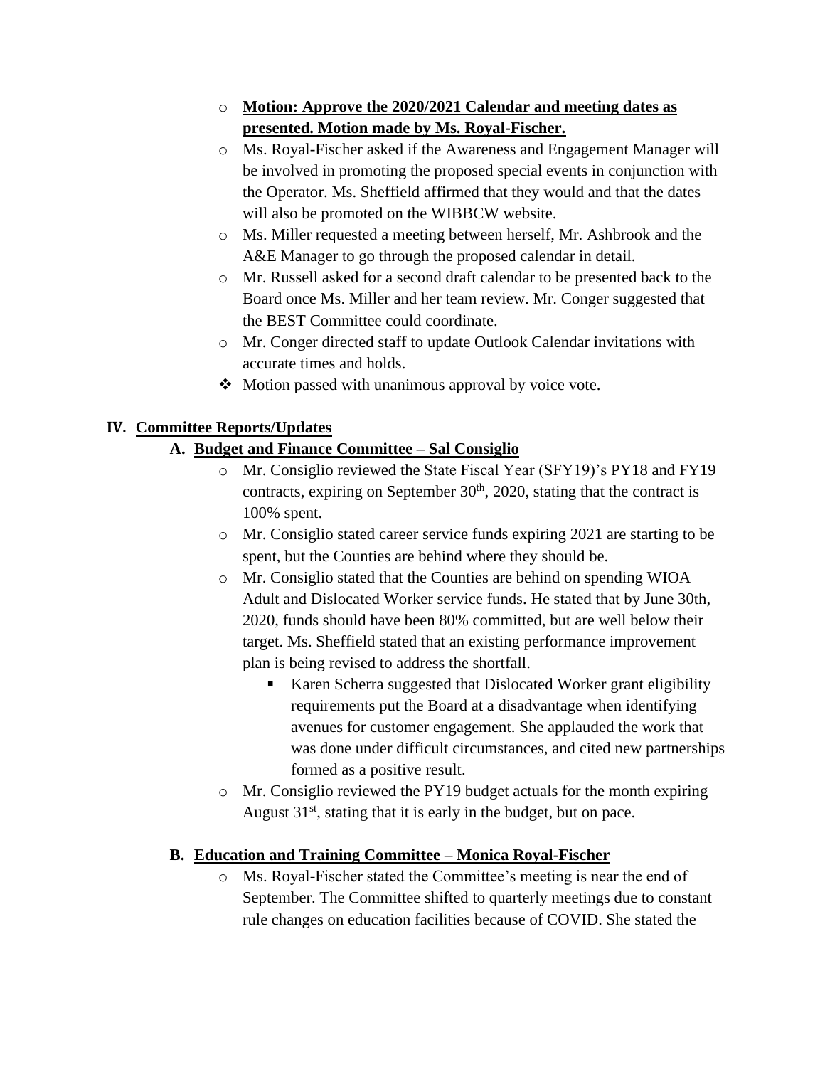- **Motion: Approve the 2020/2021 Calendar and meeting dates as presented. Motion made by Ms. Royal-Fischer.**
- Ms. Royal-Fischer asked if the Awareness and Engagement Manager will be involved in promoting the proposed special events in conjunction with the Operator. Ms. Sheffield affirmed that they would and that the dates will also be promoted on the WIBBCW website.
- Ms. Miller requested a meeting between herself, Mr. Ashbrook and the A&E Manager to go through the proposed calendar in detail.
- Mr. Russell asked for a second draft calendar to be presented back to the Board once Ms. Miller and her team review. Mr. Conger suggested that the BEST Committee could coordinate.
- Mr. Conger directed staff to update Outlook Calendar invitations with accurate times and holds.
- ❖ Motion passed with unanimous approval by voice vote.

## IV. Committee Reports/Updates

### A. Budget and Finance Committee – Sal Consiglio

- Mr. Consiglio reviewed the State Fiscal Year (SFY19)'s PY18 and FY19 contracts, expiring on September 30th, 2020, stating that the contract is 100% spent.
- Mr. Consiglio stated career service funds expiring 2021 are starting to be spent, but the Counties are behind where they should be.
- Mr. Consiglio stated that the Counties are behind on spending WIOA Adult and Dislocated Worker service funds. He stated that by June 30th, 2020, funds should have been 80% committed, but are well below their target. Ms. Sheffield stated that an existing performance improvement plan is being revised to address the shortfall.
  - Karen Scherra suggested that Dislocated Worker grant eligibility requirements put the Board at a disadvantage when identifying avenues for customer engagement. She applauded the work that was done under difficult circumstances, and cited new partnerships formed as a positive result.
- Mr. Consiglio reviewed the PY19 budget actuals for the month expiring August 31st, stating that it is early in the budget, but on pace.

### B. Education and Training Committee – Monica Royal-Fischer

- Ms. Royal-Fischer stated the Committee's meeting is near the end of September. The Committee shifted to quarterly meetings due to constant rule changes on education facilities because of COVID. She stated the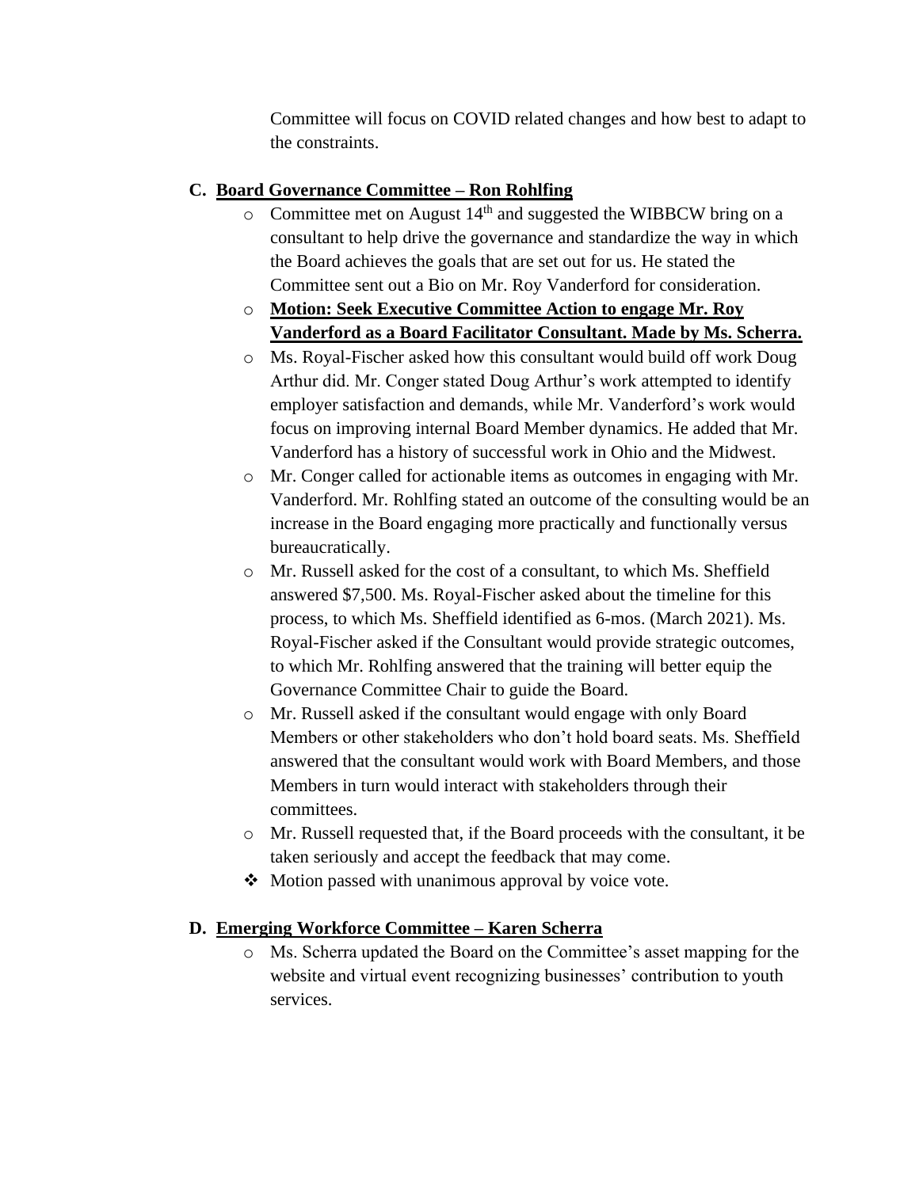Committee will focus on COVID related changes and how best to adapt to the constraints.

**C. Board Governance Committee – Ron Rohlfing**

- Committee met on August 14th and suggested the WIBBCW bring on a consultant to help drive the governance and standardize the way in which the Board achieves the goals that are set out for us. He stated the Committee sent out a Bio on Mr. Roy Vanderford for consideration.
- **Motion: Seek Executive Committee Action to engage Mr. Roy Vanderford as a Board Facilitator Consultant. Made by Ms. Scherra.**
- Ms. Royal-Fischer asked how this consultant would build off work Doug Arthur did. Mr. Conger stated Doug Arthur's work attempted to identify employer satisfaction and demands, while Mr. Vanderford's work would focus on improving internal Board Member dynamics. He added that Mr. Vanderford has a history of successful work in Ohio and the Midwest.
- Mr. Conger called for actionable items as outcomes in engaging with Mr. Vanderford. Mr. Rohlfing stated an outcome of the consulting would be an increase in the Board engaging more practically and functionally versus bureaucratically.
- Mr. Russell asked for the cost of a consultant, to which Ms. Sheffield answered $7,500. Ms. Royal-Fischer asked about the timeline for this process, to which Ms. Sheffield identified as 6-mos. (March 2021). Ms. Royal-Fischer asked if the Consultant would provide strategic outcomes, to which Mr. Rohlfing answered that the training will better equip the Governance Committee Chair to guide the Board.
- Mr. Russell asked if the consultant would engage with only Board Members or other stakeholders who don't hold board seats. Ms. Sheffield answered that the consultant would work with Board Members, and those Members in turn would interact with stakeholders through their committees.
- Mr. Russell requested that, if the Board proceeds with the consultant, it be taken seriously and accept the feedback that may come.
- ❖ Motion passed with unanimous approval by voice vote.

**D. Emerging Workforce Committee – Karen Scherra**

- Ms. Scherra updated the Board on the Committee's asset mapping for the website and virtual event recognizing businesses' contribution to youth services.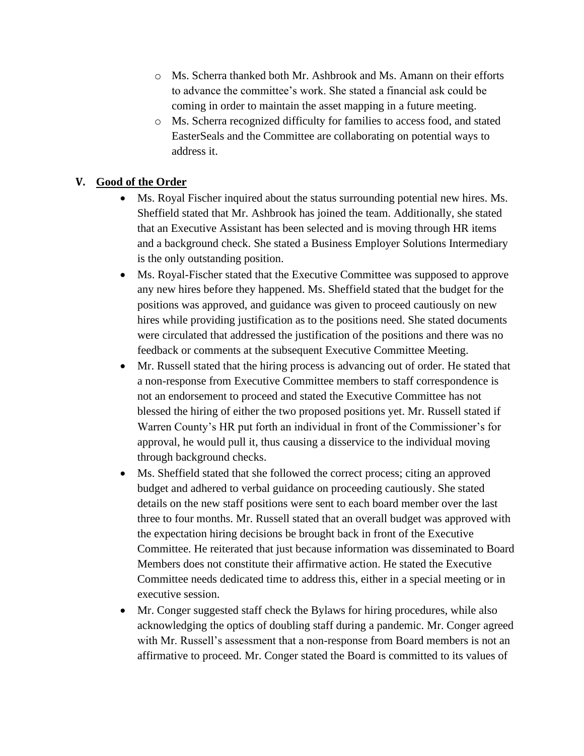- Ms. Scherra thanked both Mr. Ashbrook and Ms. Amann on their efforts to advance the committee's work. She stated a financial ask could be coming in order to maintain the asset mapping in a future meeting.
  - Ms. Scherra recognized difficulty for families to access food, and stated EasterSeals and the Committee are collaborating on potential ways to address it.

## V. Good of the Order

- Ms. Royal Fischer inquired about the status surrounding potential new hires. Ms. Sheffield stated that Mr. Ashbrook has joined the team. Additionally, she stated that an Executive Assistant has been selected and is moving through HR items and a background check. She stated a Business Employer Solutions Intermediary is the only outstanding position.
- Ms. Royal-Fischer stated that the Executive Committee was supposed to approve any new hires before they happened. Ms. Sheffield stated that the budget for the positions was approved, and guidance was given to proceed cautiously on new hires while providing justification as to the positions need. She stated documents were circulated that addressed the justification of the positions and there was no feedback or comments at the subsequent Executive Committee Meeting.
- Mr. Russell stated that the hiring process is advancing out of order. He stated that a non-response from Executive Committee members to staff correspondence is not an endorsement to proceed and stated the Executive Committee has not blessed the hiring of either the two proposed positions yet. Mr. Russell stated if Warren County's HR put forth an individual in front of the Commissioner's for approval, he would pull it, thus causing a disservice to the individual moving through background checks.
- Ms. Sheffield stated that she followed the correct process; citing an approved budget and adhered to verbal guidance on proceeding cautiously. She stated details on the new staff positions were sent to each board member over the last three to four months. Mr. Russell stated that an overall budget was approved with the expectation hiring decisions be brought back in front of the Executive Committee. He reiterated that just because information was disseminated to Board Members does not constitute their affirmative action. He stated the Executive Committee needs dedicated time to address this, either in a special meeting or in executive session.
- Mr. Conger suggested staff check the Bylaws for hiring procedures, while also acknowledging the optics of doubling staff during a pandemic. Mr. Conger agreed with Mr. Russell's assessment that a non-response from Board members is not an affirmative to proceed. Mr. Conger stated the Board is committed to its values of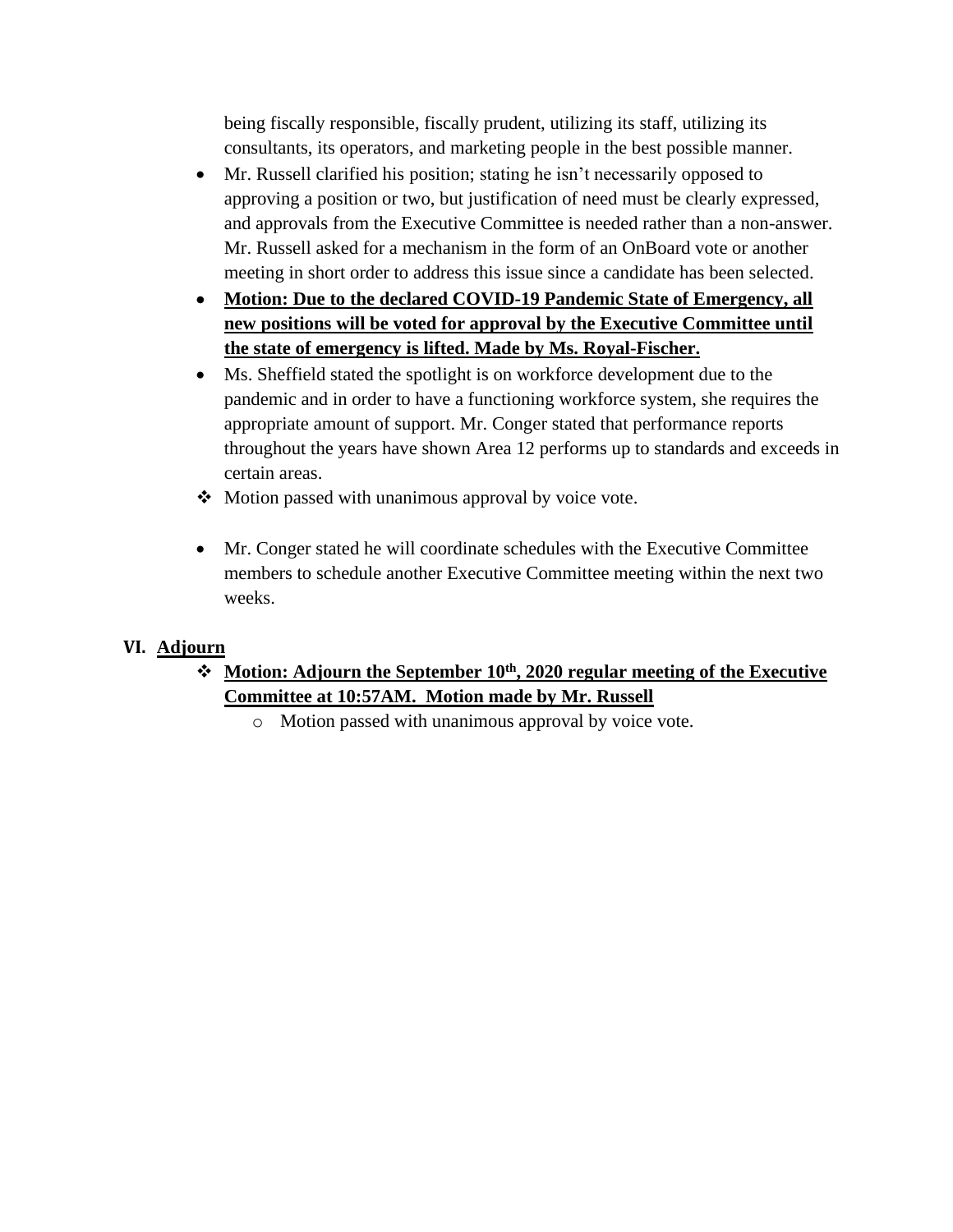being fiscally responsible, fiscally prudent, utilizing its staff, utilizing its consultants, its operators, and marketing people in the best possible manner.

- Mr. Russell clarified his position; stating he isn't necessarily opposed to approving a position or two, but justification of need must be clearly expressed, and approvals from the Executive Committee is needed rather than a non-answer. Mr. Russell asked for a mechanism in the form of an OnBoard vote or another meeting in short order to address this issue since a candidate has been selected.
- **Motion: Due to the declared COVID-19 Pandemic State of Emergency, all new positions will be voted for approval by the Executive Committee until the state of emergency is lifted. Made by Ms. Royal-Fischer.**
- Ms. Sheffield stated the spotlight is on workforce development due to the pandemic and in order to have a functioning workforce system, she requires the appropriate amount of support. Mr. Conger stated that performance reports throughout the years have shown Area 12 performs up to standards and exceeds in certain areas.
- ❖ Motion passed with unanimous approval by voice vote.

- Mr. Conger stated he will coordinate schedules with the Executive Committee members to schedule another Executive Committee meeting within the next two weeks.

## VI. Adjourn

- ❖ **Motion: Adjourn the September 10th, 2020 regular meeting of the Executive Committee at 10:57AM. Motion made by Mr. Russell**
  - Motion passed with unanimous approval by voice vote.